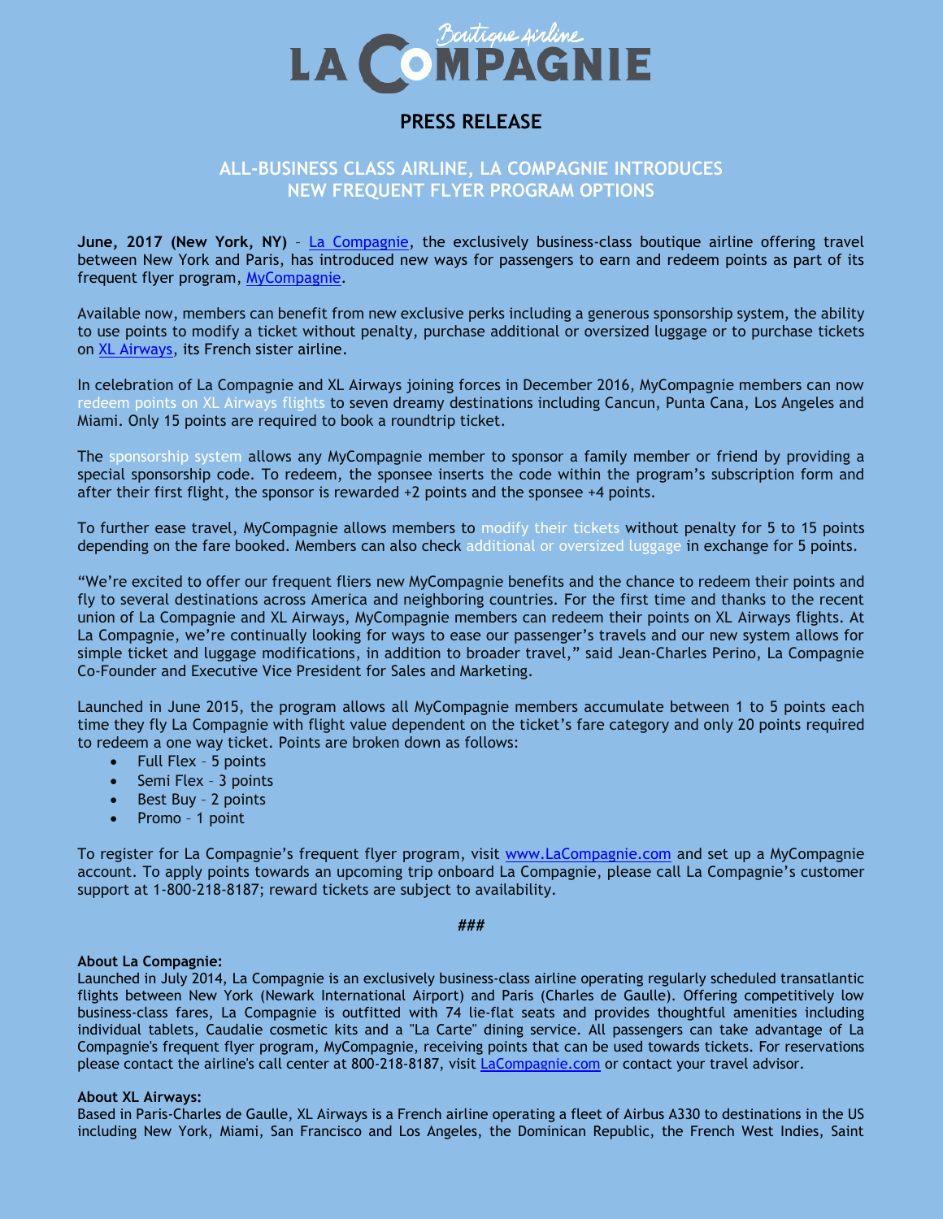# LA COMPAGNIE

Boutique Airline

## PRESS RELEASE

## ALL-BUSINESS CLASS AIRLINE, LA COMPAGNIE INTRODUCES NEW FREQUENT FLYER PROGRAM OPTIONS

**June, 2017 (New York, NY)** – La Compagnie, the exclusively business-class boutique airline offering travel between New York and Paris, has introduced new ways for passengers to earn and redeem points as part of its frequent flyer program, MyCompagnie.

Available now, members can benefit from new exclusive perks including a generous sponsorship system, the ability to use points to modify a ticket without penalty, purchase additional or oversized luggage or to purchase tickets on XL Airways, its French sister airline.

In celebration of La Compagnie and XL Airways joining forces in December 2016, MyCompagnie members can now redeem points on XL Airways flights to seven dreamy destinations including Cancun, Punta Cana, Los Angeles and Miami. Only 15 points are required to book a roundtrip ticket.

The sponsorship system allows any MyCompagnie member to sponsor a family member or friend by providing a special sponsorship code. To redeem, the sponsee inserts the code within the program's subscription form and after their first flight, the sponsor is rewarded +2 points and the sponsee +4 points.

To further ease travel, MyCompagnie allows members to modify their tickets without penalty for 5 to 15 points depending on the fare booked. Members can also check additional or oversized luggage in exchange for 5 points.

"We're excited to offer our frequent fliers new MyCompagnie benefits and the chance to redeem their points and fly to several destinations across America and neighboring countries. For the first time and thanks to the recent union of La Compagnie and XL Airways, MyCompagnie members can redeem their points on XL Airways flights. At La Compagnie, we're continually looking for ways to ease our passenger's travels and our new system allows for simple ticket and luggage modifications, in addition to broader travel," said Jean-Charles Perino, La Compagnie Co-Founder and Executive Vice President for Sales and Marketing.

Launched in June 2015, the program allows all MyCompagnie members accumulate between 1 to 5 points each time they fly La Compagnie with flight value dependent on the ticket's fare category and only 20 points required to redeem a one way ticket. Points are broken down as follows:

- Full Flex – 5 points
- Semi Flex – 3 points
- Best Buy – 2 points
- Promo – 1 point

To register for La Compagnie's frequent flyer program, visit www.LaCompagnie.com and set up a MyCompagnie account. To apply points towards an upcoming trip onboard La Compagnie, please call La Compagnie's customer support at 1-800-218-8187; reward tickets are subject to availability.

###

**About La Compagnie:**
Launched in July 2014, La Compagnie is an exclusively business-class airline operating regularly scheduled transatlantic flights between New York (Newark International Airport) and Paris (Charles de Gaulle). Offering competitively low business-class fares, La Compagnie is outfitted with 74 lie-flat seats and provides thoughtful amenities including individual tablets, Caudalie cosmetic kits and a "La Carte" dining service. All passengers can take advantage of La Compagnie's frequent flyer program, MyCompagnie, receiving points that can be used towards tickets. For reservations please contact the airline's call center at 800-218-8187, visit LaCompagnie.com or contact your travel advisor.

**About XL Airways:**
Based in Paris-Charles de Gaulle, XL Airways is a French airline operating a fleet of Airbus A330 to destinations in the US including New York, Miami, San Francisco and Los Angeles, the Dominican Republic, the French West Indies, Saint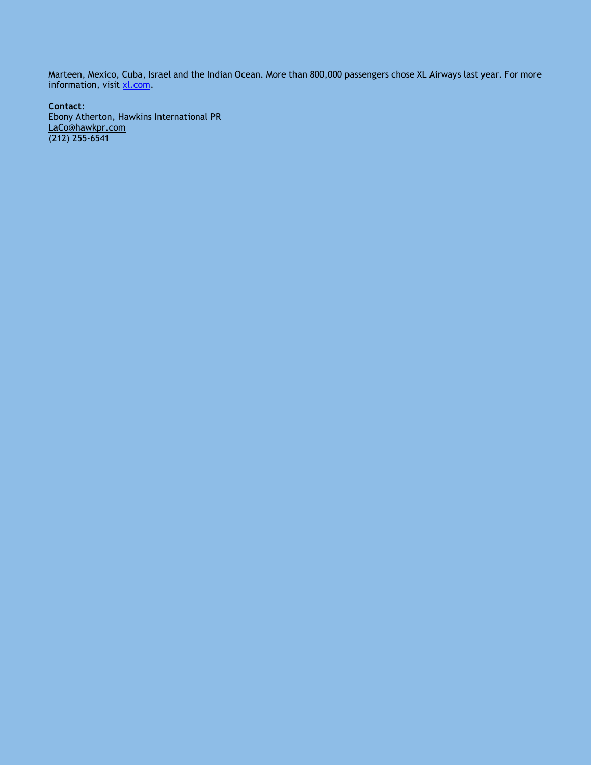Marteen, Mexico, Cuba, Israel and the Indian Ocean. More than 800,000 passengers chose XL Airways last year. For more information, visit [xl.com](xl.com).

**Contact**:
Ebony Atherton, Hawkins International PR
LaCo@hawkpr.com
(212) 255-6541